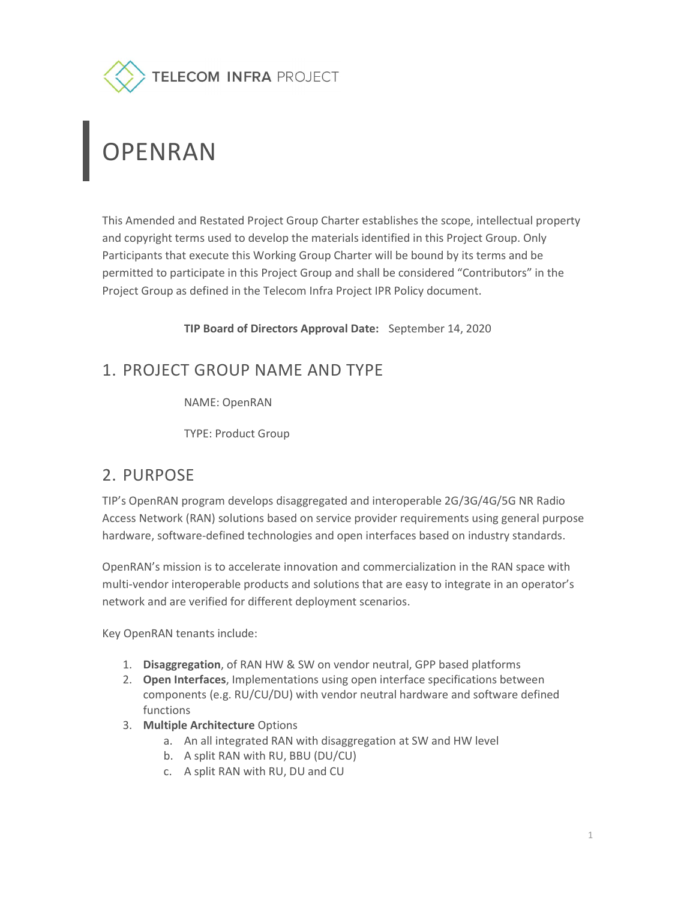TELECOM INFRA PROJECT

# OPENRAN

This Amended and Restated Project Group Charter establishes the scope, intellectual property and copyright terms used to develop the materials identified in this Project Group. Only Participants that execute this Working Group Charter will be bound by its terms and be permitted to participate in this Project Group and shall be considered “Contributors” in the Project Group as defined in the Telecom Infra Project IPR Policy document.

**TIP Board of Directors Approval Date:** September 14, 2020

## 1. PROJECT GROUP NAME AND TYPE

NAME: OpenRAN

TYPE: Product Group

## 2. PURPOSE

TIP’s OpenRAN program develops disaggregated and interoperable 2G/3G/4G/5G NR Radio Access Network (RAN) solutions based on service provider requirements using general purpose hardware, software-defined technologies and open interfaces based on industry standards.

OpenRAN’s mission is to accelerate innovation and commercialization in the RAN space with multi-vendor interoperable products and solutions that are easy to integrate in an operator’s network and are verified for different deployment scenarios.

Key OpenRAN tenants include:

1. **Disaggregation**, of RAN HW & SW on vendor neutral, GPP based platforms
2. **Open Interfaces**, Implementations using open interface specifications between components (e.g. RU/CU/DU) with vendor neutral hardware and software defined functions
3. **Multiple Architecture** Options
    a. An all integrated RAN with disaggregation at SW and HW level
    b. A split RAN with RU, BBU (DU/CU)
    c. A split RAN with RU, DU and CU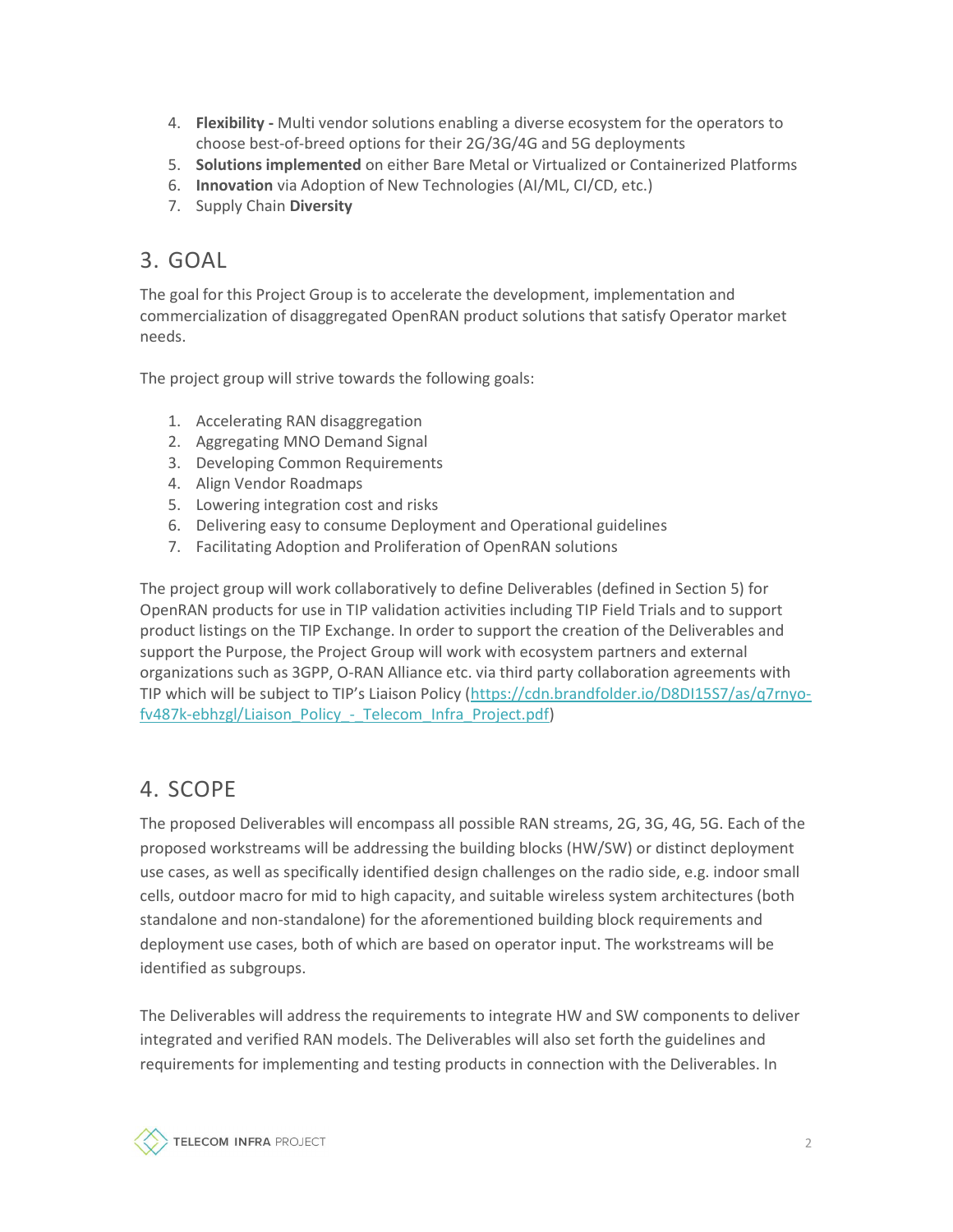4. **Flexibility -** Multi vendor solutions enabling a diverse ecosystem for the operators to choose best-of-breed options for their 2G/3G/4G and 5G deployments
5. **Solutions implemented** on either Bare Metal or Virtualized or Containerized Platforms
6. **Innovation** via Adoption of New Technologies (AI/ML, CI/CD, etc.)
7. Supply Chain **Diversity**

## 3. GOAL

The goal for this Project Group is to accelerate the development, implementation and commercialization of disaggregated OpenRAN product solutions that satisfy Operator market needs.

The project group will strive towards the following goals:

1. Accelerating RAN disaggregation
2. Aggregating MNO Demand Signal
3. Developing Common Requirements
4. Align Vendor Roadmaps
5. Lowering integration cost and risks
6. Delivering easy to consume Deployment and Operational guidelines
7. Facilitating Adoption and Proliferation of OpenRAN solutions

The project group will work collaboratively to define Deliverables (defined in Section 5) for OpenRAN products for use in TIP validation activities including TIP Field Trials and to support product listings on the TIP Exchange. In order to support the creation of the Deliverables and support the Purpose, the Project Group will work with ecosystem partners and external organizations such as 3GPP, O-RAN Alliance etc. via third party collaboration agreements with TIP which will be subject to TIP's Liaison Policy ([https://cdn.brandfolder.io/D8DI15S7/as/q7rnyo-fv487k-ebhzgl/Liaison_Policy_-_Telecom_Infra_Project.pdf](https://cdn.brandfolder.io/D8DI15S7/as/q7rnyo-fv487k-ebhzgl/Liaison_Policy_-_Telecom_Infra_Project.pdf))

## 4. SCOPE

The proposed Deliverables will encompass all possible RAN streams, 2G, 3G, 4G, 5G. Each of the proposed workstreams will be addressing the building blocks (HW/SW) or distinct deployment use cases, as well as specifically identified design challenges on the radio side, e.g. indoor small cells, outdoor macro for mid to high capacity, and suitable wireless system architectures (both standalone and non-standalone) for the aforementioned building block requirements and deployment use cases, both of which are based on operator input. The workstreams will be identified as subgroups.

The Deliverables will address the requirements to integrate HW and SW components to deliver integrated and verified RAN models. The Deliverables will also set forth the guidelines and requirements for implementing and testing products in connection with the Deliverables. In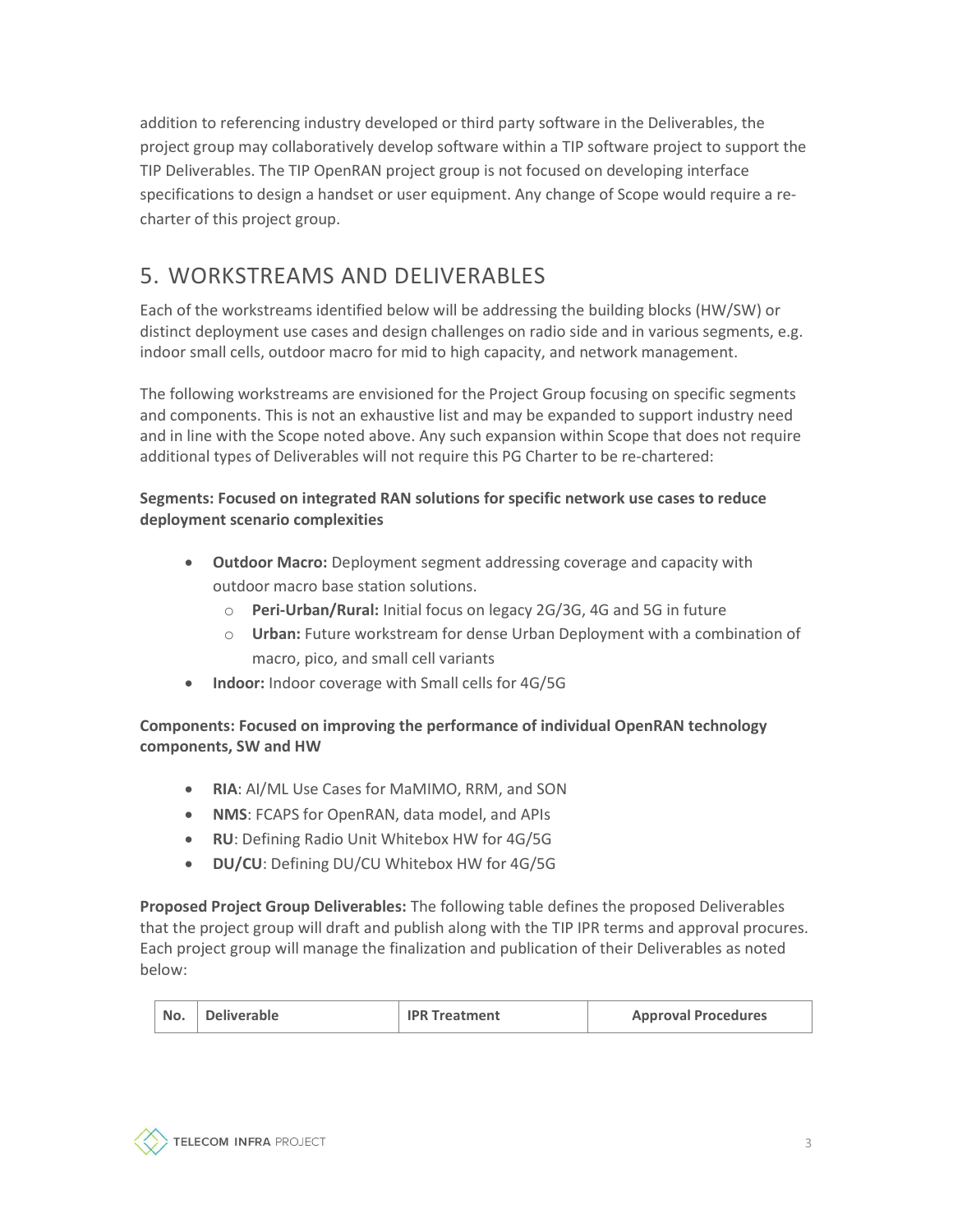addition to referencing industry developed or third party software in the Deliverables, the project group may collaboratively develop software within a TIP software project to support the TIP Deliverables. The TIP OpenRAN project group is not focused on developing interface specifications to design a handset or user equipment. Any change of Scope would require a re-charter of this project group.

## 5. WORKSTREAMS AND DELIVERABLES

Each of the workstreams identified below will be addressing the building blocks (HW/SW) or distinct deployment use cases and design challenges on radio side and in various segments, e.g. indoor small cells, outdoor macro for mid to high capacity, and network management.

The following workstreams are envisioned for the Project Group focusing on specific segments and components. This is not an exhaustive list and may be expanded to support industry need and in line with the Scope noted above. Any such expansion within Scope that does not require additional types of Deliverables will not require this PG Charter to be re-chartered:

**Segments: Focused on integrated RAN solutions for specific network use cases to reduce deployment scenario complexities**

- **Outdoor Macro:** Deployment segment addressing coverage and capacity with outdoor macro base station solutions.
  - **Peri-Urban/Rural:** Initial focus on legacy 2G/3G, 4G and 5G in future
  - **Urban:** Future workstream for dense Urban Deployment with a combination of macro, pico, and small cell variants
- **Indoor:** Indoor coverage with Small cells for 4G/5G

**Components: Focused on improving the performance of individual OpenRAN technology components, SW and HW**

- **RIA**: AI/ML Use Cases for MaMIMO, RRM, and SON
- **NMS**: FCAPS for OpenRAN, data model, and APIs
- **RU**: Defining Radio Unit Whitebox HW for 4G/5G
- **DU/CU**: Defining DU/CU Whitebox HW for 4G/5G

**Proposed Project Group Deliverables:** The following table defines the proposed Deliverables that the project group will draft and publish along with the TIP IPR terms and approval procures. Each project group will manage the finalization and publication of their Deliverables as noted below:

| No. | Deliverable | IPR Treatment | Approval Procedures |
|---|---|---|---|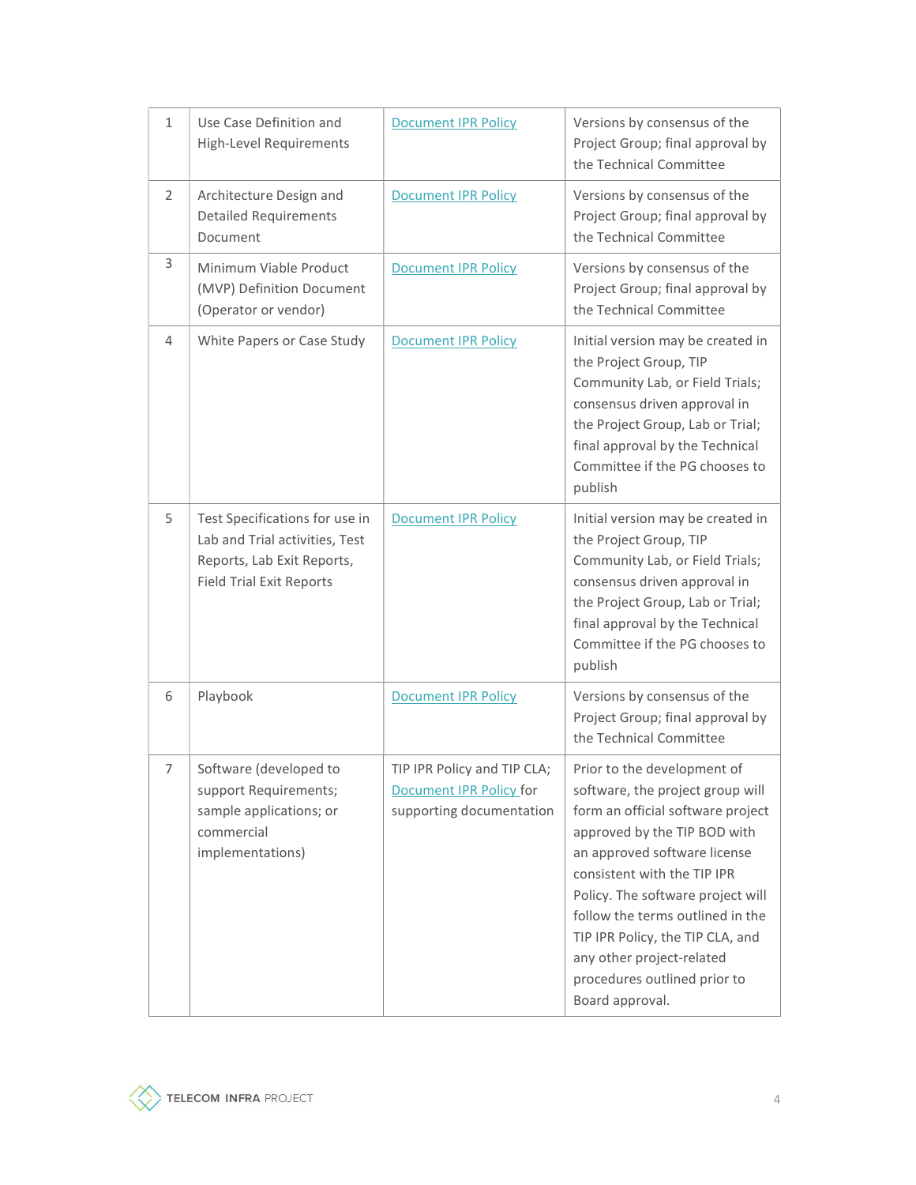| | | | |
|---|---|---|---|
| 1 | Use Case Definition and High-Level Requirements | Document IPR Policy | Versions by consensus of the Project Group; final approval by the Technical Committee |
| 2 | Architecture Design and Detailed Requirements Document | Document IPR Policy | Versions by consensus of the Project Group; final approval by the Technical Committee |
| 3 | Minimum Viable Product (MVP) Definition Document (Operator or vendor) | Document IPR Policy | Versions by consensus of the Project Group; final approval by the Technical Committee |
| 4 | White Papers or Case Study | Document IPR Policy | Initial version may be created in the Project Group, TIP Community Lab, or Field Trials; consensus driven approval in the Project Group, Lab or Trial; final approval by the Technical Committee if the PG chooses to publish |
| 5 | Test Specifications for use in Lab and Trial activities, Test Reports, Lab Exit Reports, Field Trial Exit Reports | Document IPR Policy | Initial version may be created in the Project Group, TIP Community Lab, or Field Trials; consensus driven approval in the Project Group, Lab or Trial; final approval by the Technical Committee if the PG chooses to publish |
| 6 | Playbook | Document IPR Policy | Versions by consensus of the Project Group; final approval by the Technical Committee |
| 7 | Software (developed to support Requirements; sample applications; or commercial implementations) | TIP IPR Policy and TIP CLA; Document IPR Policy for supporting documentation | Prior to the development of software, the project group will form an official software project approved by the TIP BOD with an approved software license consistent with the TIP IPR Policy. The software project will follow the terms outlined in the TIP IPR Policy, the TIP CLA, and any other project-related procedures outlined prior to Board approval. |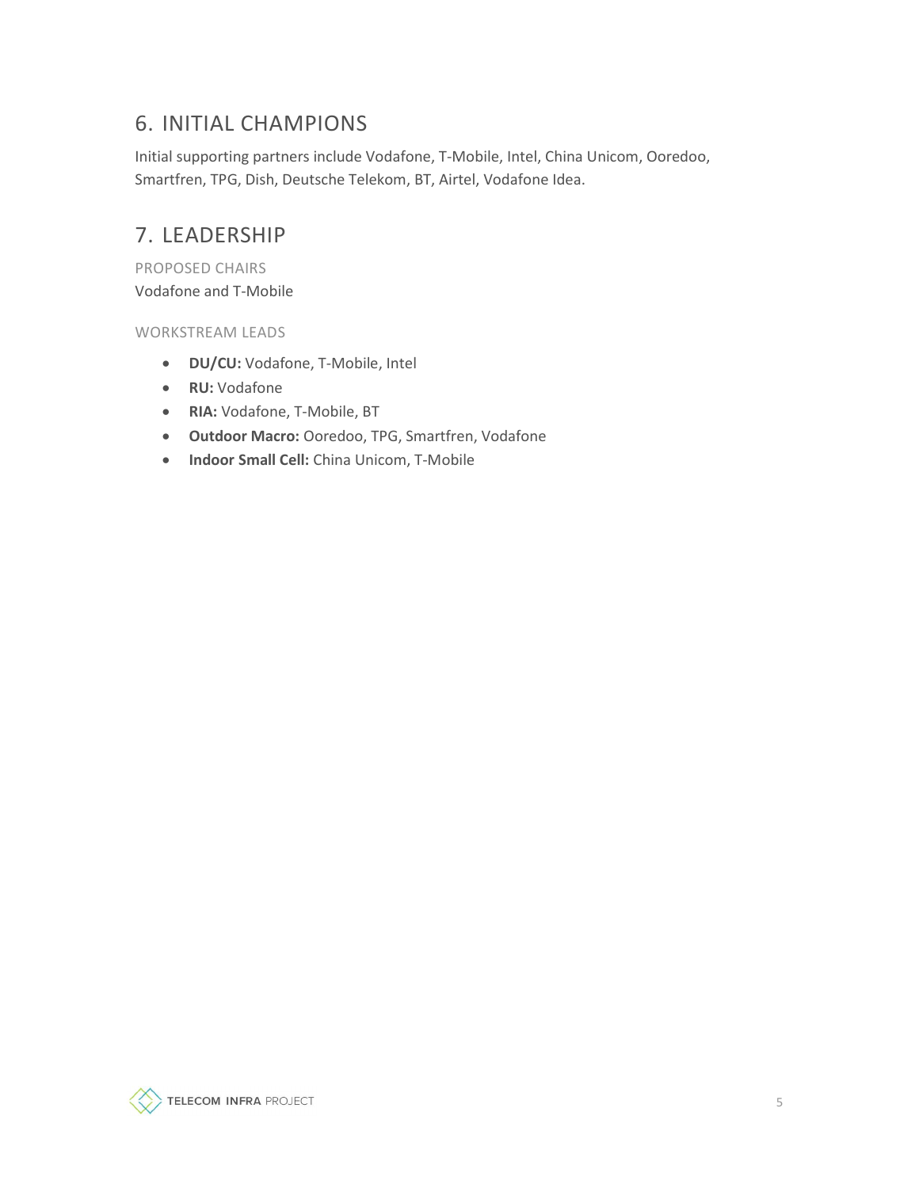## 6. INITIAL CHAMPIONS

Initial supporting partners include Vodafone, T-Mobile, Intel, China Unicom, Ooredoo, Smartfren, TPG, Dish, Deutsche Telekom, BT, Airtel, Vodafone Idea.

## 7. LEADERSHIP

### PROPOSED CHAIRS

Vodafone and T-Mobile

### WORKSTREAM LEADS

- **DU/CU:** Vodafone, T-Mobile, Intel
- **RU:** Vodafone
- **RIA:** Vodafone, T-Mobile, BT
- **Outdoor Macro:** Ooredoo, TPG, Smartfren, Vodafone
- **Indoor Small Cell:** China Unicom, T-Mobile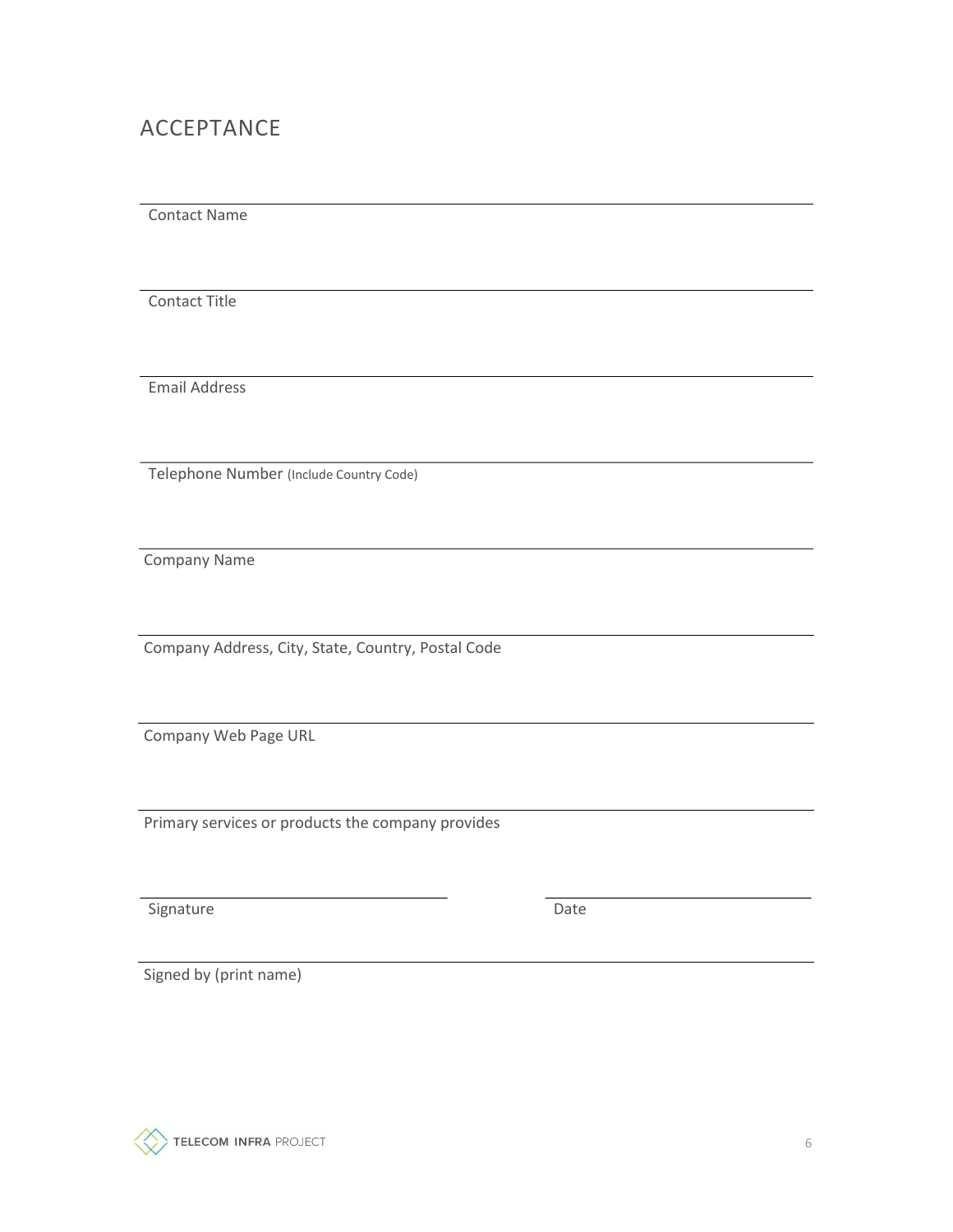## ACCEPTANCE

\_\_\_\_\_\_\_\_\_\_\_\_\_\_\_\_\_\_\_\_\_\_\_\_\_\_\_\_\_\_\_\_\_\_\_\_\_\_\_\_

Contact Name

\_\_\_\_\_\_\_\_\_\_\_\_\_\_\_\_\_\_\_\_\_\_\_\_\_\_\_\_\_\_\_\_\_\_\_\_\_\_\_\_

Contact Title

\_\_\_\_\_\_\_\_\_\_\_\_\_\_\_\_\_\_\_\_\_\_\_\_\_\_\_\_\_\_\_\_\_\_\_\_\_\_\_\_

Email Address

\_\_\_\_\_\_\_\_\_\_\_\_\_\_\_\_\_\_\_\_\_\_\_\_\_\_\_\_\_\_\_\_\_\_\_\_\_\_\_\_

Telephone Number (Include Country Code)

\_\_\_\_\_\_\_\_\_\_\_\_\_\_\_\_\_\_\_\_\_\_\_\_\_\_\_\_\_\_\_\_\_\_\_\_\_\_\_\_

Company Name

\_\_\_\_\_\_\_\_\_\_\_\_\_\_\_\_\_\_\_\_\_\_\_\_\_\_\_\_\_\_\_\_\_\_\_\_\_\_\_\_

Company Address, City, State, Country, Postal Code

\_\_\_\_\_\_\_\_\_\_\_\_\_\_\_\_\_\_\_\_\_\_\_\_\_\_\_\_\_\_\_\_\_\_\_\_\_\_\_\_

Company Web Page URL

\_\_\_\_\_\_\_\_\_\_\_\_\_\_\_\_\_\_\_\_\_\_\_\_\_\_\_\_\_\_\_\_\_\_\_\_\_\_\_\_

Primary services or products the company provides

\_\_\_\_\_\_\_\_\_\_\_\_\_\_\_\_\_\_\_\_ \_\_\_\_\_\_\_\_\_\_\_\_\_\_\_\_\_\_\_\_

Signature Date

\_\_\_\_\_\_\_\_\_\_\_\_\_\_\_\_\_\_\_\_\_\_\_\_\_\_\_\_\_\_\_\_\_\_\_\_\_\_\_\_

Signed by (print name)